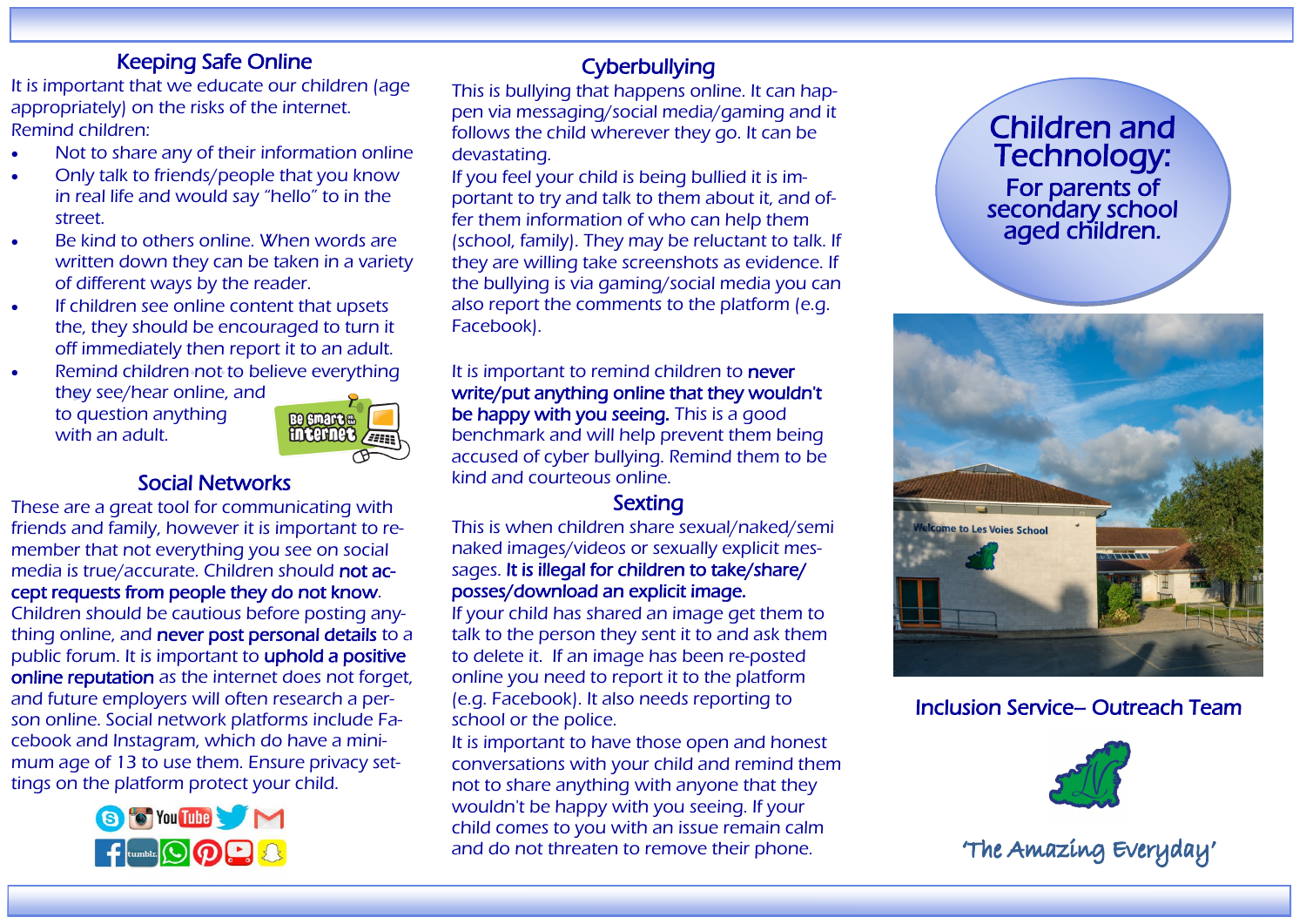## Keeping Safe Online

It is important that we educate our children (age appropriately) on the risks of the internet. Remind children:

- Not to share any of their information online
- Only talk to friends/people that you know in real life and would say "hello" to in the street.
- Be kind to others online. When words are written down they can be taken in a variety of different ways by the reader.
- If children see online content that upsets the, they should be encouraged to turn it off immediately then report it to an adult.
- Remind children not to believe everything they see/hear online, and to question anything with an adult.

## Social Networks

These are a great tool for communicating with friends and family, however it is important to remember that not everything you see on social media is true/accurate. Children should **not accept requests from people they do not know**. Children should be cautious before posting anything online, and **never post personal details** to a public forum. It is important to **uphold a positive online reputation** as the internet does not forget, and future employers will often research a person online. Social network platforms include Facebook and Instagram, which do have a minimum age of 13 to use them. Ensure privacy settings on the platform protect your child.

## Cyberbullying

This is bullying that happens online. It can happen via messaging/social media/gaming and it follows the child wherever they go. It can be devastating.

If you feel your child is being bullied it is important to try and talk to them about it, and offer them information of who can help them (school, family). They may be reluctant to talk. If they are willing take screenshots as evidence. If the bullying is via gaming/social media you can also report the comments to the platform (e.g. Facebook).

It is important to remind children to **never write/put anything online that they wouldn't be happy with you seeing.** This is a good benchmark and will help prevent them being accused of cyber bullying. Remind them to be kind and courteous online.

## Sexting

This is when children share sexual/naked/semi naked images/videos or sexually explicit messages. **It is illegal for children to take/share/posses/download an explicit image.**

If your child has shared an image get them to talk to the person they sent it to and ask them to delete it. If an image has been re-posted online you need to report it to the platform (e.g. Facebook). It also needs reporting to school or the police.

It is important to have those open and honest conversations with your child and remind them not to share anything with anyone that they wouldn't be happy with you seeing. If your child comes to you with an issue remain calm and do not threaten to remove their phone.

# Children and Technology:

### For parents of secondary school aged children.

Inclusion Service– Outreach Team

'The Amazing Everyday'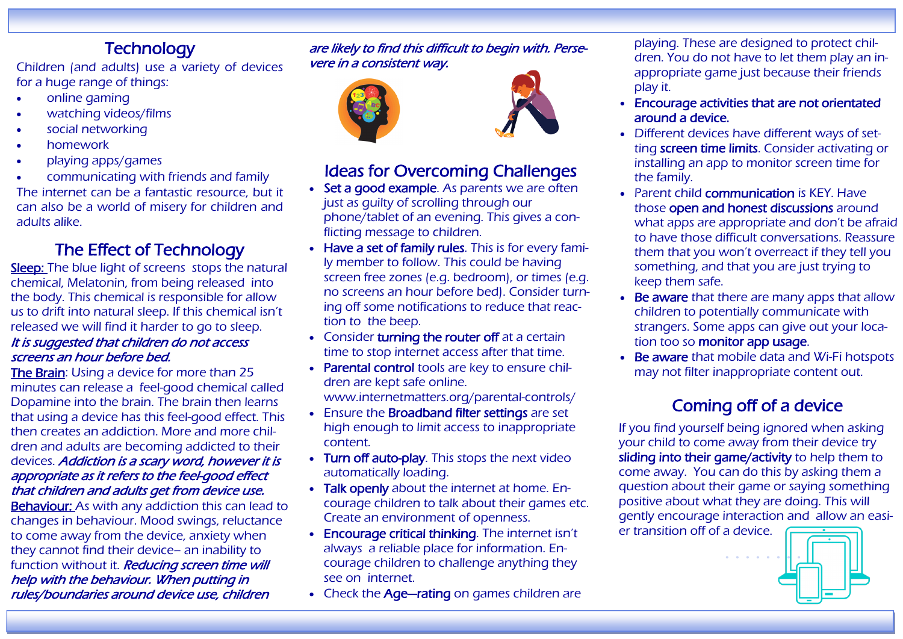## Technology

Children (and adults) use a variety of devices for a huge range of things:

- online gaming
- watching videos/films
- social networking
- homework
- playing apps/games
- communicating with friends and family

The internet can be a fantastic resource, but it can also be a world of misery for children and adults alike.

## The Effect of Technology

**Sleep:** The blue light of screens stops the natural chemical, Melatonin, from being released into the body. This chemical is responsible for allow us to drift into natural sleep. If this chemical isn't released we will find it harder to go to sleep.

***It is suggested that children do not access screens an hour before bed.***

**The Brain**: Using a device for more than 25 minutes can release a feel-good chemical called Dopamine into the brain. The brain then learns that using a device has this feel-good effect. This then creates an addiction. More and more children and adults are becoming addicted to their devices. ***Addiction is a scary word, however it is appropriate as it refers to the feel-good effect that children and adults get from device use.***

**Behaviour:** As with any addiction this can lead to changes in behaviour. Mood swings, reluctance to come away from the device, anxiety when they cannot find their device– an inability to function without it. ***Reducing screen time will help with the behaviour. When putting in rules/boundaries around device use, children are likely to find this difficult to begin with. Persevere in a consistent way.***

## Ideas for Overcoming Challenges

- **Set a good example**. As parents we are often just as guilty of scrolling through our phone/tablet of an evening. This gives a conflicting message to children.
- **Have a set of family rules**. This is for every family member to follow. This could be having screen free zones (e.g. bedroom), or times (e.g. no screens an hour before bed). Consider turning off some notifications to reduce that reaction to the beep.
- Consider **turning the router off** at a certain time to stop internet access after that time.
- **Parental control** tools are key to ensure children are kept safe online. www.internetmatters.org/parental-controls/
- Ensure the **Broadband filter settings** are set high enough to limit access to inappropriate content.
- **Turn off auto-play**. This stops the next video automatically loading.
- **Talk openly** about the internet at home. Encourage children to talk about their games etc. Create an environment of openness.
- **Encourage critical thinking**. The internet isn't always a reliable place for information. Encourage children to challenge anything they see on internet.
- Check the **Age—rating** on games children are playing. These are designed to protect children. You do not have to let them play an inappropriate game just because their friends play it.
- **Encourage activities that are not orientated around a device.**
- Different devices have different ways of setting **screen time limits**. Consider activating or installing an app to monitor screen time for the family.
- Parent child **communication** is KEY. Have those **open and honest discussions** around what apps are appropriate and don't be afraid to have those difficult conversations. Reassure them that you won't overreact if they tell you something, and that you are just trying to keep them safe.
- **Be aware** that there are many apps that allow children to potentially communicate with strangers. Some apps can give out your location too so **monitor app usage**.
- **Be aware** that mobile data and Wi-Fi hotspots may not filter inappropriate content out.

## Coming off of a device

If you find yourself being ignored when asking your child to come away from their device try **sliding into their game/activity** to help them to come away. You can do this by asking them a question about their game or saying something positive about what they are doing. This will gently encourage interaction and allow an easier transition off of a device.